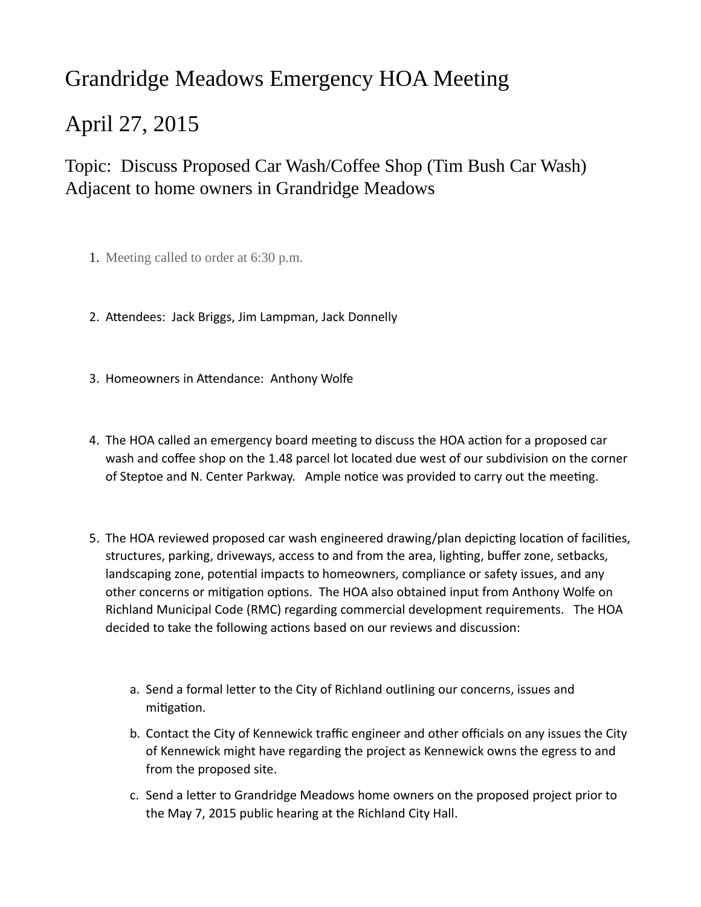# Grandridge Meadows Emergency HOA Meeting

# April 27, 2015

## Topic: Discuss Proposed Car Wash/Coffee Shop (Tim Bush Car Wash) Adjacent to home owners in Grandridge Meadows

1. Meeting called to order at 6:30 p.m.

2. Attendees: Jack Briggs, Jim Lampman, Jack Donnelly

3. Homeowners in Attendance: Anthony Wolfe

4. The HOA called an emergency board meeting to discuss the HOA action for a proposed car wash and coffee shop on the 1.48 parcel lot located due west of our subdivision on the corner of Steptoe and N. Center Parkway. Ample notice was provided to carry out the meeting.

5. The HOA reviewed proposed car wash engineered drawing/plan depicting location of facilities, structures, parking, driveways, access to and from the area, lighting, buffer zone, setbacks, landscaping zone, potential impacts to homeowners, compliance or safety issues, and any other concerns or mitigation options. The HOA also obtained input from Anthony Wolfe on Richland Municipal Code (RMC) regarding commercial development requirements. The HOA decided to take the following actions based on our reviews and discussion:

   a. Send a formal letter to the City of Richland outlining our concerns, issues and mitigation.
   b. Contact the City of Kennewick traffic engineer and other officials on any issues the City of Kennewick might have regarding the project as Kennewick owns the egress to and from the proposed site.
   c. Send a letter to Grandridge Meadows home owners on the proposed project prior to the May 7, 2015 public hearing at the Richland City Hall.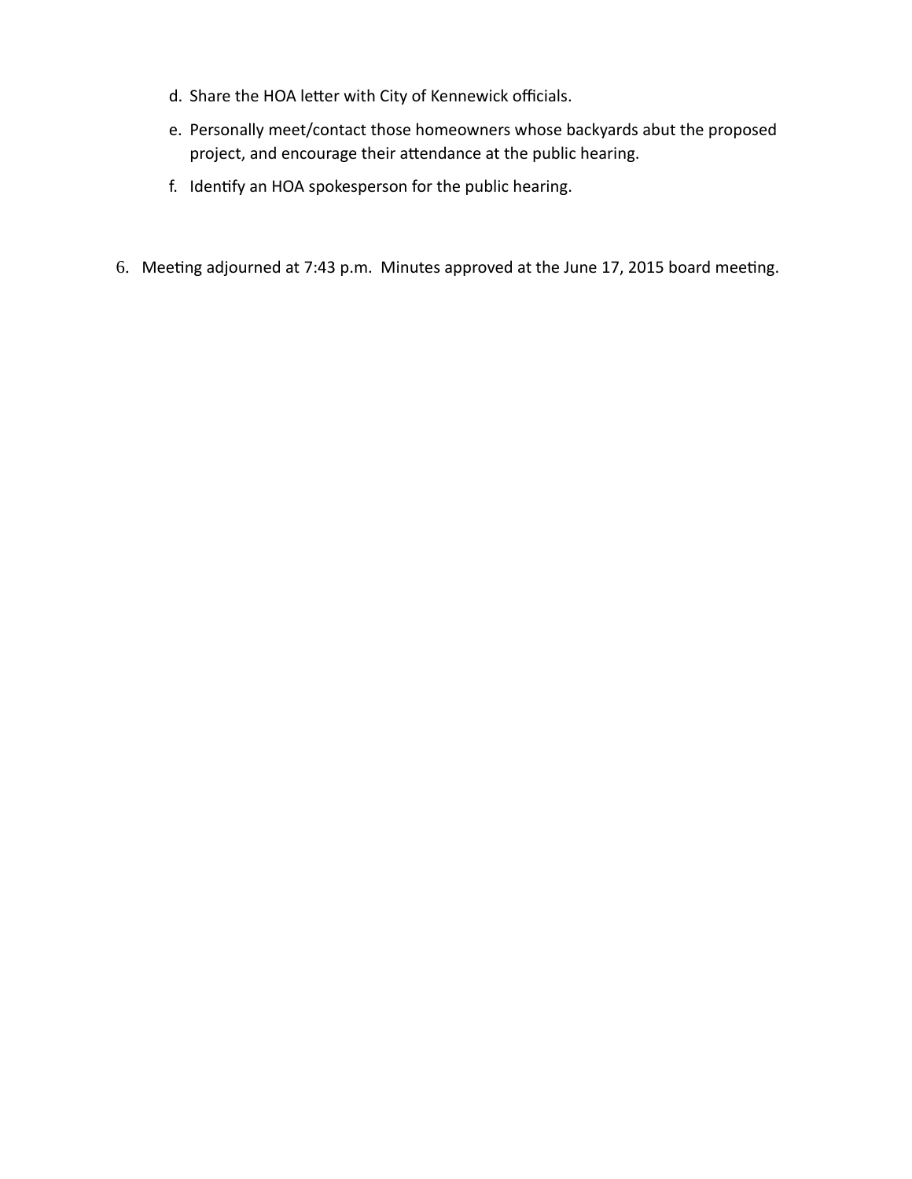d. Share the HOA letter with City of Kennewick officials.

e. Personally meet/contact those homeowners whose backyards abut the proposed project, and encourage their attendance at the public hearing.

f. Identify an HOA spokesperson for the public hearing.

6. Meeting adjourned at 7:43 p.m. Minutes approved at the June 17, 2015 board meeting.